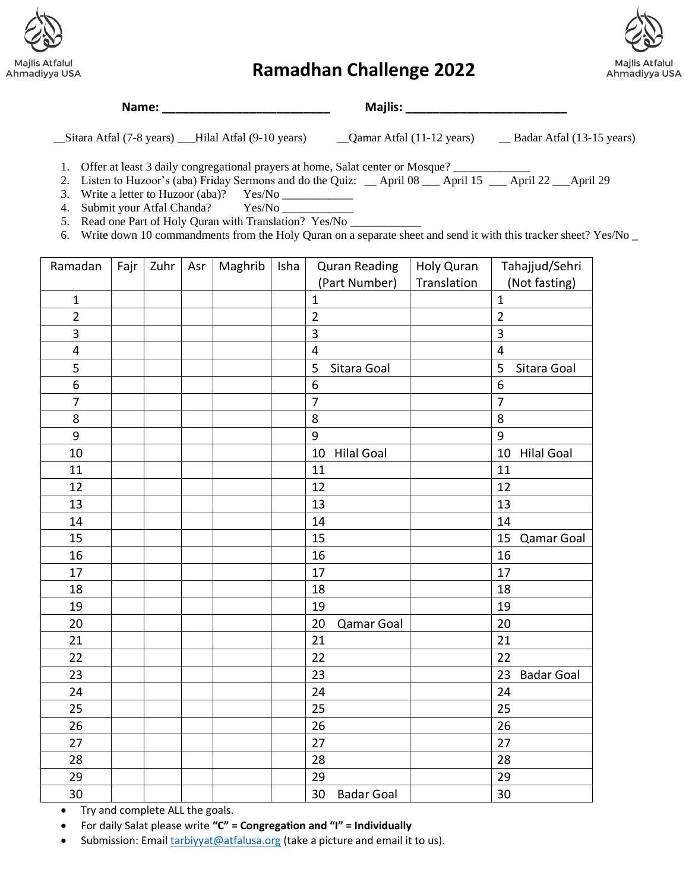Majlis Atfalul Ahmadiyya USA

# Ramadhan Challenge 2022

**Name: ________________________** **Majlis: ________________________**

__Sitara Atfal (7-8 years) ___Hilal Atfal (9-10 years) __Qamar Atfal (11-12 years) __ Badar Atfal (13-15 years)

1. Offer at least 3 daily congregational prayers at home, Salat center or Mosque? ____________
2. Listen to Huzoor's (aba) Friday Sermons and do the Quiz: __ April 08 ___ April 15 ___ April 22 ___April 29
3. Write a letter to Huzoor (aba)? Yes/No ____________
4. Submit your Atfal Chanda? Yes/No ____________
5. Read one Part of Holy Quran with Translation? Yes/No ____________
6. Write down 10 commandments from the Holy Quran on a separate sheet and send it with this tracker sheet? Yes/No _

| Ramadan | Fajr | Zuhr | Asr | Maghrib | Isha | Quran Reading (Part Number) | Holy Quran Translation | Tahajjud/Sehri (Not fasting) |
|---|---|---|---|---|---|---|---|---|
| 1 | | | | | | 1 | | 1 |
| 2 | | | | | | 2 | | 2 |
| 3 | | | | | | 3 | | 3 |
| 4 | | | | | | 4 | | 4 |
| 5 | | | | | | 5 Sitara Goal | | 5 Sitara Goal |
| 6 | | | | | | 6 | | 6 |
| 7 | | | | | | 7 | | 7 |
| 8 | | | | | | 8 | | 8 |
| 9 | | | | | | 9 | | 9 |
| 10 | | | | | | 10 Hilal Goal | | 10 Hilal Goal |
| 11 | | | | | | 11 | | 11 |
| 12 | | | | | | 12 | | 12 |
| 13 | | | | | | 13 | | 13 |
| 14 | | | | | | 14 | | 14 |
| 15 | | | | | | 15 | | 15 Qamar Goal |
| 16 | | | | | | 16 | | 16 |
| 17 | | | | | | 17 | | 17 |
| 18 | | | | | | 18 | | 18 |
| 19 | | | | | | 19 | | 19 |
| 20 | | | | | | 20 Qamar Goal | | 20 |
| 21 | | | | | | 21 | | 21 |
| 22 | | | | | | 22 | | 22 |
| 23 | | | | | | 23 | | 23 Badar Goal |
| 24 | | | | | | 24 | | 24 |
| 25 | | | | | | 25 | | 25 |
| 26 | | | | | | 26 | | 26 |
| 27 | | | | | | 27 | | 27 |
| 28 | | | | | | 28 | | 28 |
| 29 | | | | | | 29 | | 29 |
| 30 | | | | | | 30 Badar Goal | | 30 |

- Try and complete ALL the goals.
- For daily Salat please write **"C" = Congregation and "I" = Individually**
- Submission: Email tarbiyyat@atfalusa.org (take a picture and email it to us).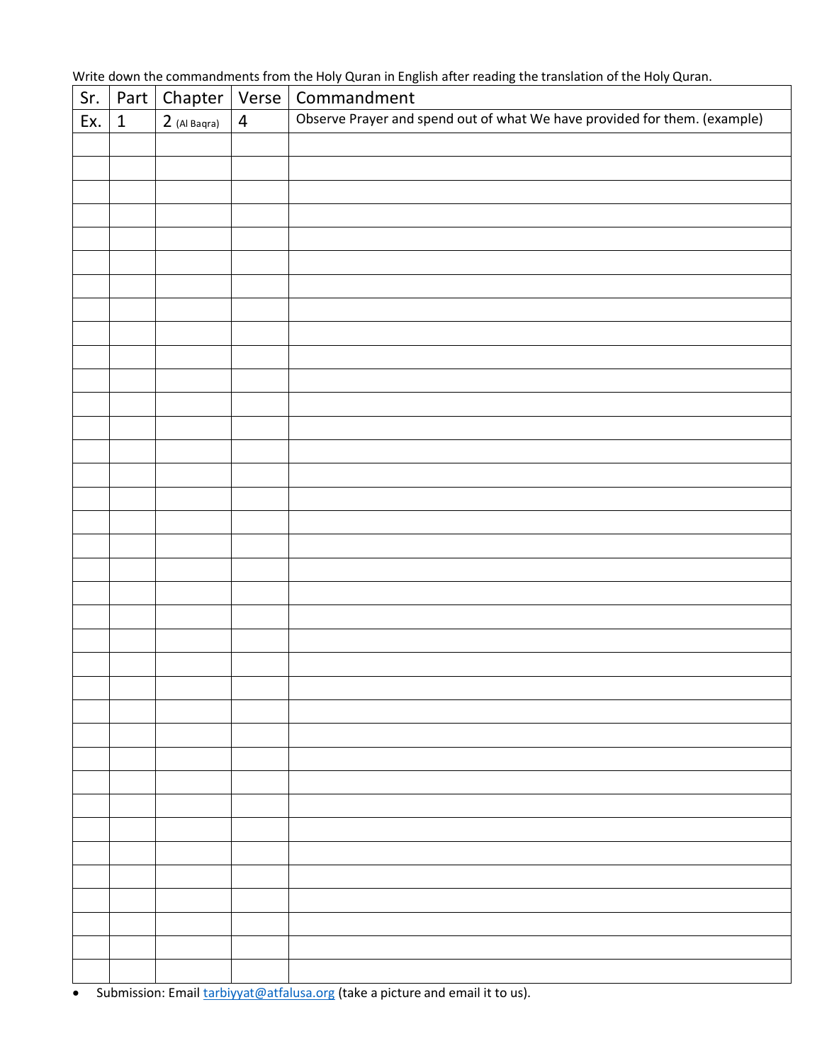Write down the commandments from the Holy Quran in English after reading the translation of the Holy Quran.

| Sr. | Part | Chapter | Verse | Commandment |
|---|---|---|---|---|
| Ex. | 1 | 2 (Al Baqra) | 4 | Observe Prayer and spend out of what We have provided for them. (example) |
| | | | | |
| | | | | |
| | | | | |
| | | | | |
| | | | | |
| | | | | |
| | | | | |
| | | | | |
| | | | | |
| | | | | |
| | | | | |
| | | | | |
| | | | | |
| | | | | |
| | | | | |
| | | | | |
| | | | | |
| | | | | |
| | | | | |
| | | | | |
| | | | | |
| | | | | |
| | | | | |
| | | | | |
| | | | | |
| | | | | |
| | | | | |
| | | | | |
| | | | | |
| | | | | |
| | | | | |
| | | | | |
| | | | | |
| | | | | |
| | | | | |
| | | | | |

- Submission: Email tarbiyyat@atfalusa.org (take a picture and email it to us).